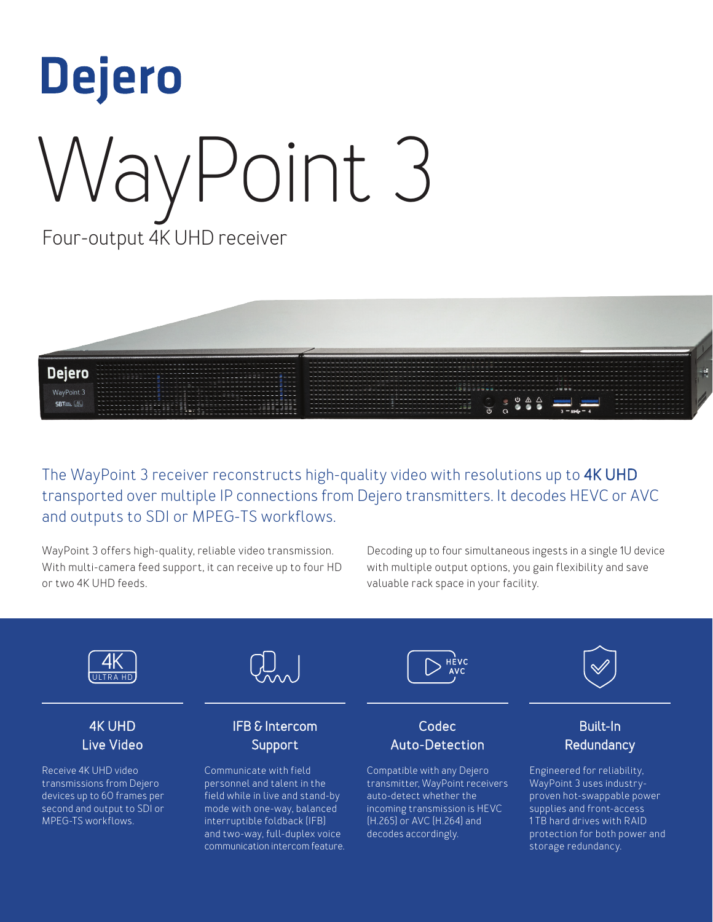# Dejero

# WayPoint 3

## Four-output 4K UHD receiver

The WayPoint 3 receiver reconstructs high-quality video with resolutions up to **4K UHD** transported over multiple IP connections from Dejero transmitters. It decodes HEVC or AVC and outputs to SDI or MPEG-TS workflows.

WayPoint 3 offers high-quality, reliable video transmission. With multi-camera feed support, it can receive up to four HD or two 4K UHD feeds.

Decoding up to four simultaneous ingests in a single 1U device with multiple output options, you gain flexibility and save valuable rack space in your facility.

### 4K UHD Live Video

Receive 4K UHD video transmissions from Dejero devices up to 60 frames per second and output to SDI or MPEG-TS workflows.

### IFB & Intercom Support

Communicate with field personnel and talent in the field while in live and stand-by mode with one-way, balanced interruptible foldback (IFB) and two-way, full-duplex voice communication intercom feature.

### Codec Auto-Detection

Compatible with any Dejero transmitter, WayPoint receivers auto-detect whether the incoming transmission is HEVC (H.265) or AVC (H.264) and decodes accordingly.

### Built-In Redundancy

Engineered for reliability, WayPoint 3 uses industry-proven hot-swappable power supplies and front-access 1 TB hard drives with RAID protection for both power and storage redundancy.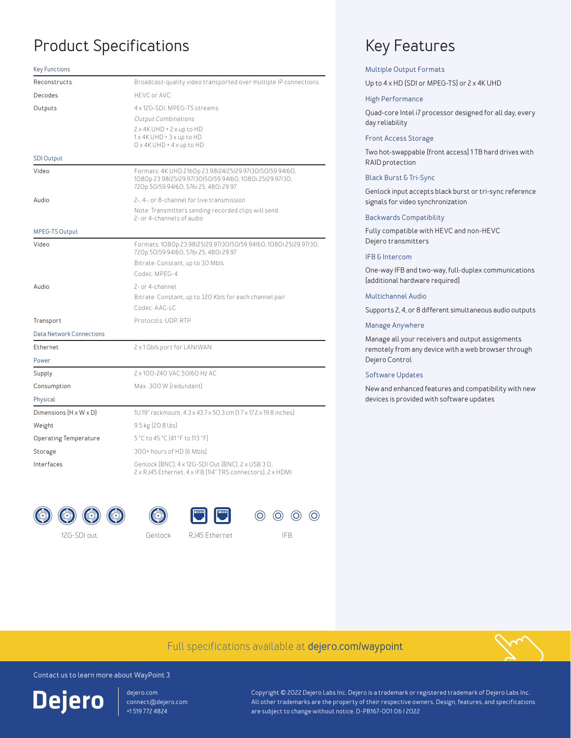# Product Specifications

| | |
|---|---|
| **Key Functions** | |
| Reconstructs | Broadcast-quality video transported over multiple IP connections |
| Decodes | HEVC or AVC |
| Outputs | 4 x 12G-SDI, MPEG-TS streams<br>*Output Combinations*<br>2 x 4K UHD + 2 x up to HD<br>1 x 4K UHD + 3 x up to HD<br>0 x 4K UHD + 4 x up to HD |
| **SDI Output** | |
| Video | Formats: 4K UHD 2160p 23.98/24/25/29.97/30/50/59.94/60, 1080p 23.98/25/29.97/30/50/59.94/60, 1080i 25/29.97/30, 720p 50/59.94/60, 576i 25, 480i 29.97 |
| Audio | 2-, 4-, or 8-channel for live transmission<br>Note: Transmitters sending recorded clips will send 2- or 4-channels of audio |
| **MPEG-TS Output** | |
| Video | Formats: 1080p 23.98/25/29.97/30/50/59.94/60, 1080i 25/29.97/30, 720p 50/59.94/60, 576i 25, 480i 29.97<br>Bitrate: Constant, up to 30 Mb/s<br>Codec: MPEG-4 |
| Audio | 2- or 4-channel<br>Bitrate: Constant, up to 320 Kb/s for each channel pair<br>Codec: AAC-LC |
| Transport | Protocols: UDP, RTP |
| **Data Network Connections** | |
| Ethernet | 2 x 1 Gb/s port for LAN/WAN |
| **Power** | |
| Supply | 2 x 100-240 VAC 50/60 Hz AC |
| Consumption | Max. 300 W (redundant) |
| **Physical** | |
| Dimensions (H x W x D) | 1U 19" rackmount, 4.3 x 43.7 x 50.3 cm (1.7 x 17.2 x 19.8 inches) |
| Weight | 9.5 kg (20.8 lbs) |
| Operating Temperature | 5 °C to 45 °C (41 °F to 113 °F) |
| Storage | 300+ hours of HD (6 Mb/s) |
| Interfaces | Genlock (BNC), 4 x 12G-SDI Out (BNC), 2 x USB 3.0, 2 x RJ45 Ethernet, 4 x IFB (1/4" TRS connectors), 2 x HDMI |

12G-SDI out

Genlock

RJ45 Ethernet

IFB

# Key Features

### Multiple Output Formats

Up to 4 x HD (SDI or MPEG-TS) or 2 x 4K UHD

### High Performance

Quad-core Intel i7 processor designed for all day, every day reliability

### Front Access Storage

Two hot-swappable (front access) 1 TB hard drives with RAID protection

### Black Burst & Tri-Sync

Genlock input accepts black burst or tri-sync reference signals for video synchronization

### Backwards Compatibility

Fully compatible with HEVC and non-HEVC Dejero transmitters

### IFB & Intercom

One-way IFB and two-way, full-duplex communications (additional hardware required)

### Multichannel Audio

Supports 2, 4, or 8 different simultaneous audio outputs

### Manage Anywhere

Manage all your receivers and output assignments remotely from any device with a web browser through Dejero Control

### Software Updates

New and enhanced features and compatibility with new devices is provided with software updates

Full specifications available at **dejero.com/waypoint**

Contact us to learn more about WayPoint 3

**Dejero**

dejero.com
connect@dejero.com
+1 519 772 4824

Copyright © 2022 Dejero Labs Inc. Dejero is a trademark or registered trademark of Dejero Labs Inc. All other trademarks are the property of their respective owners. Design, features, and specifications are subject to change without notice. D-PB167-001 06 / 2022